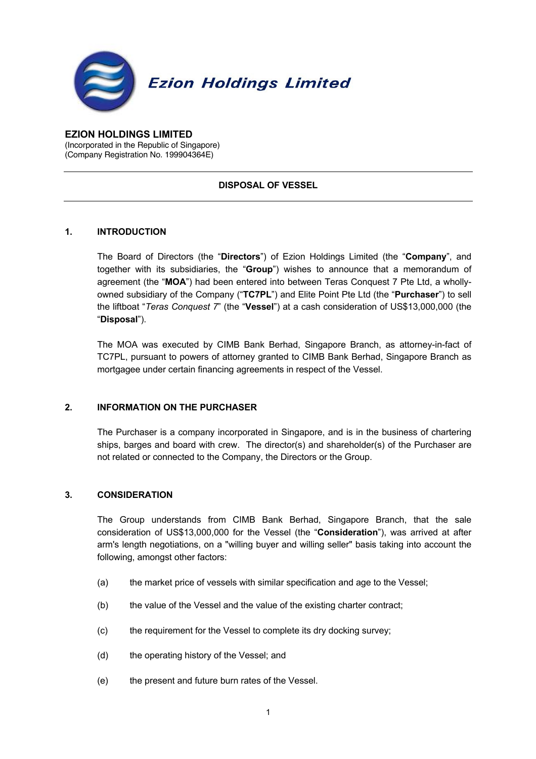Ezion Holdings Limited

**EZION HOLDINGS LIMITED**
(Incorporated in the Republic of Singapore)
(Company Registration No. 199904364E)

---

**DISPOSAL OF VESSEL**

---

## 1. INTRODUCTION

The Board of Directors (the "**Directors**") of Ezion Holdings Limited (the "**Company**", and together with its subsidiaries, the "**Group**") wishes to announce that a memorandum of agreement (the "**MOA**") had been entered into between Teras Conquest 7 Pte Ltd, a wholly-owned subsidiary of the Company ("**TC7PL**") and Elite Point Pte Ltd (the "**Purchaser**") to sell the liftboat "*Teras Conquest 7*" (the "**Vessel**") at a cash consideration of US$13,000,000 (the "**Disposal**").

The MOA was executed by CIMB Bank Berhad, Singapore Branch, as attorney-in-fact of TC7PL, pursuant to powers of attorney granted to CIMB Bank Berhad, Singapore Branch as mortgagee under certain financing agreements in respect of the Vessel.

## 2. INFORMATION ON THE PURCHASER

The Purchaser is a company incorporated in Singapore, and is in the business of chartering ships, barges and board with crew. The director(s) and shareholder(s) of the Purchaser are not related or connected to the Company, the Directors or the Group.

## 3. CONSIDERATION

The Group understands from CIMB Bank Berhad, Singapore Branch, that the sale consideration of US$13,000,000 for the Vessel (the "**Consideration**"), was arrived at after arm's length negotiations, on a "willing buyer and willing seller" basis taking into account the following, amongst other factors:

(a) the market price of vessels with similar specification and age to the Vessel;

(b) the value of the Vessel and the value of the existing charter contract;

(c) the requirement for the Vessel to complete its dry docking survey;

(d) the operating history of the Vessel; and

(e) the present and future burn rates of the Vessel.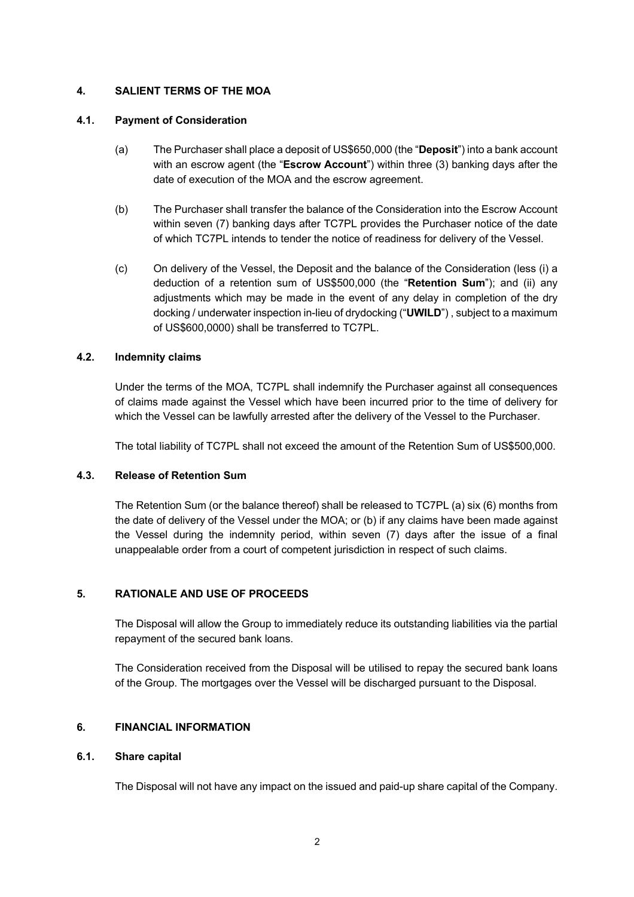## 4. SALIENT TERMS OF THE MOA

### 4.1. Payment of Consideration

(a) The Purchaser shall place a deposit of US$650,000 (the "**Deposit**") into a bank account with an escrow agent (the "**Escrow Account**") within three (3) banking days after the date of execution of the MOA and the escrow agreement.

(b) The Purchaser shall transfer the balance of the Consideration into the Escrow Account within seven (7) banking days after TC7PL provides the Purchaser notice of the date of which TC7PL intends to tender the notice of readiness for delivery of the Vessel.

(c) On delivery of the Vessel, the Deposit and the balance of the Consideration (less (i) a deduction of a retention sum of US$500,000 (the "**Retention Sum**"); and (ii) any adjustments which may be made in the event of any delay in completion of the dry docking / underwater inspection in-lieu of drydocking ("**UWILD**") , subject to a maximum of US$600,0000) shall be transferred to TC7PL.

### 4.2. Indemnity claims

Under the terms of the MOA, TC7PL shall indemnify the Purchaser against all consequences of claims made against the Vessel which have been incurred prior to the time of delivery for which the Vessel can be lawfully arrested after the delivery of the Vessel to the Purchaser.

The total liability of TC7PL shall not exceed the amount of the Retention Sum of US$500,000.

### 4.3. Release of Retention Sum

The Retention Sum (or the balance thereof) shall be released to TC7PL (a) six (6) months from the date of delivery of the Vessel under the MOA; or (b) if any claims have been made against the Vessel during the indemnity period, within seven (7) days after the issue of a final unappealable order from a court of competent jurisdiction in respect of such claims.

## 5. RATIONALE AND USE OF PROCEEDS

The Disposal will allow the Group to immediately reduce its outstanding liabilities via the partial repayment of the secured bank loans.

The Consideration received from the Disposal will be utilised to repay the secured bank loans of the Group. The mortgages over the Vessel will be discharged pursuant to the Disposal.

## 6. FINANCIAL INFORMATION

### 6.1. Share capital

The Disposal will not have any impact on the issued and paid-up share capital of the Company.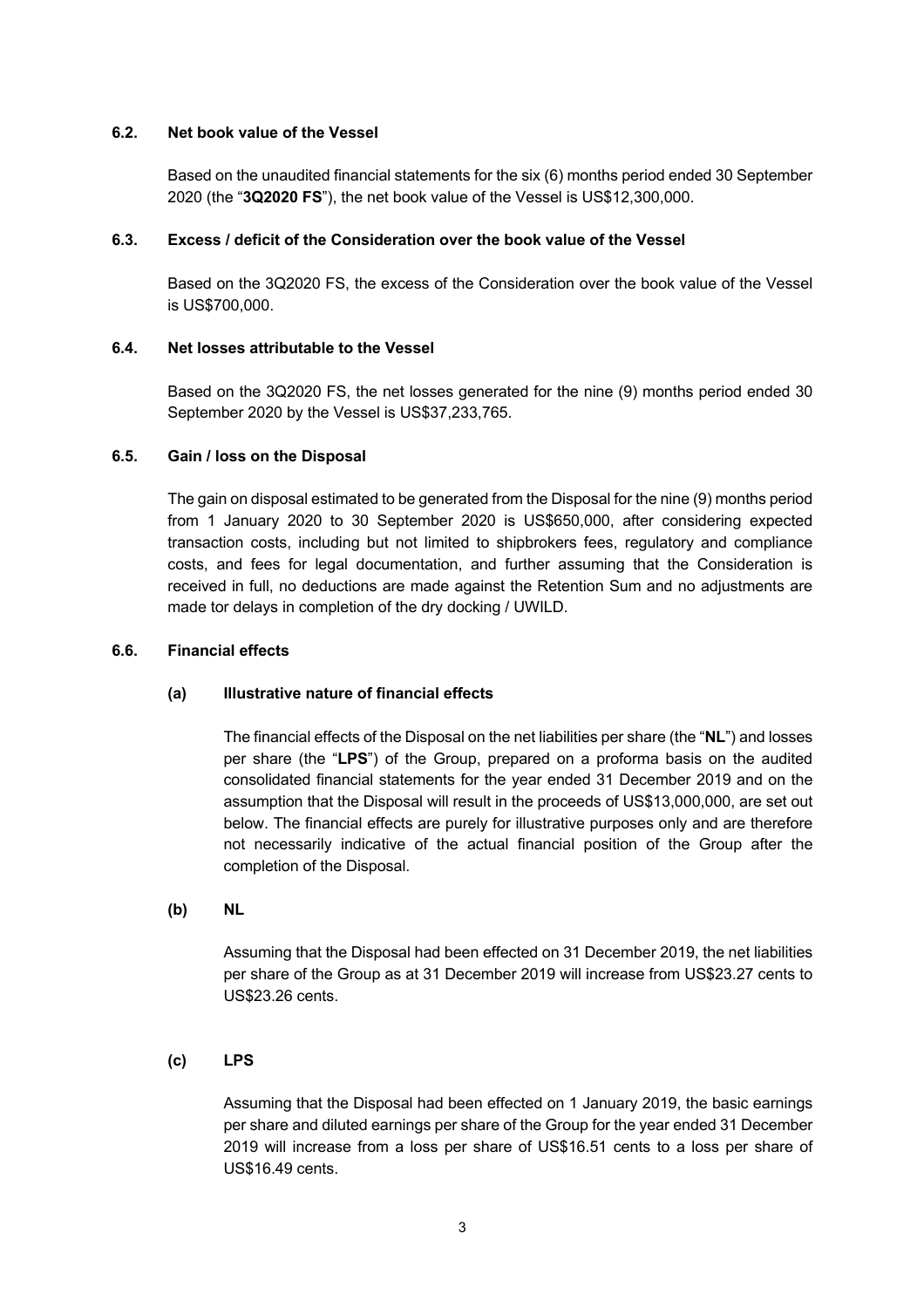### 6.2. Net book value of the Vessel

Based on the unaudited financial statements for the six (6) months period ended 30 September 2020 (the "**3Q2020 FS**"), the net book value of the Vessel is US$12,300,000.

### 6.3. Excess / deficit of the Consideration over the book value of the Vessel

Based on the 3Q2020 FS, the excess of the Consideration over the book value of the Vessel is US$700,000.

### 6.4. Net losses attributable to the Vessel

Based on the 3Q2020 FS, the net losses generated for the nine (9) months period ended 30 September 2020 by the Vessel is US$37,233,765.

### 6.5. Gain / loss on the Disposal

The gain on disposal estimated to be generated from the Disposal for the nine (9) months period from 1 January 2020 to 30 September 2020 is US$650,000, after considering expected transaction costs, including but not limited to shipbrokers fees, regulatory and compliance costs, and fees for legal documentation, and further assuming that the Consideration is received in full, no deductions are made against the Retention Sum and no adjustments are made tor delays in completion of the dry docking / UWILD.

### 6.6. Financial effects

#### (a) Illustrative nature of financial effects

The financial effects of the Disposal on the net liabilities per share (the "**NL**") and losses per share (the "**LPS**") of the Group, prepared on a proforma basis on the audited consolidated financial statements for the year ended 31 December 2019 and on the assumption that the Disposal will result in the proceeds of US$13,000,000, are set out below. The financial effects are purely for illustrative purposes only and are therefore not necessarily indicative of the actual financial position of the Group after the completion of the Disposal.

#### (b) NL

Assuming that the Disposal had been effected on 31 December 2019, the net liabilities per share of the Group as at 31 December 2019 will increase from US$23.27 cents to US$23.26 cents.

#### (c) LPS

Assuming that the Disposal had been effected on 1 January 2019, the basic earnings per share and diluted earnings per share of the Group for the year ended 31 December 2019 will increase from a loss per share of US$16.51 cents to a loss per share of US$16.49 cents.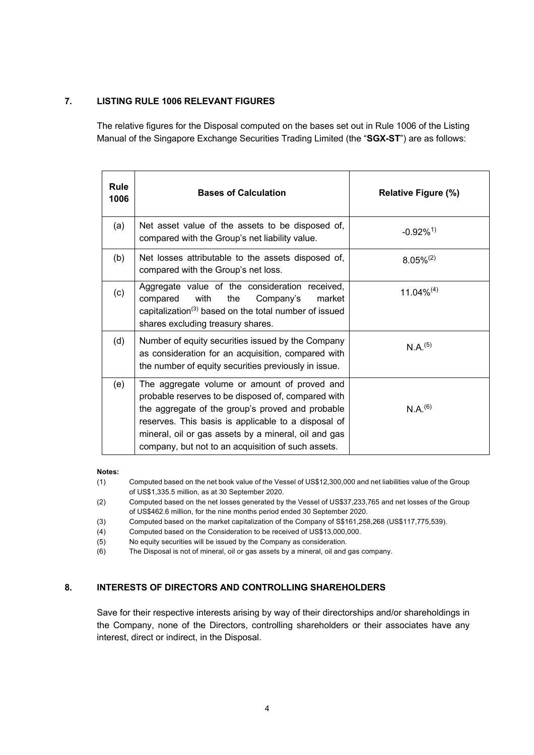## 7. LISTING RULE 1006 RELEVANT FIGURES

The relative figures for the Disposal computed on the bases set out in Rule 1006 of the Listing Manual of the Singapore Exchange Securities Trading Limited (the "**SGX-ST**") are as follows:

| Rule 1006 | Bases of Calculation | Relative Figure (%) |
|---|---|---|
| (a) | Net asset value of the assets to be disposed of, compared with the Group's net liability value. | -0.92%[1)] |
| (b) | Net losses attributable to the assets disposed of, compared with the Group's net loss. | 8.05%[(2)] |
| (c) | Aggregate value of the consideration received, compared with the Company's market capitalization[(3)] based on the total number of issued shares excluding treasury shares. | 11.04%[(4)] |
| (d) | Number of equity securities issued by the Company as consideration for an acquisition, compared with the number of equity securities previously in issue. | N.A.[(5)] |
| (e) | The aggregate volume or amount of proved and probable reserves to be disposed of, compared with the aggregate of the group's proved and probable reserves. This basis is applicable to a disposal of mineral, oil or gas assets by a mineral, oil and gas company, but not to an acquisition of such assets. | N.A.[(6)] |

**Notes:**

(1) Computed based on the net book value of the Vessel of US$12,300,000 and net liabilities value of the Group of US$1,335.5 million, as at 30 September 2020.

(2) Computed based on the net losses generated by the Vessel of US$37,233,765 and net losses of the Group of US$462.6 million, for the nine months period ended 30 September 2020.

(3) Computed based on the market capitalization of the Company of S$161,258,268 (US$117,775,539).

(4) Computed based on the Consideration to be received of US$13,000,000.

(5) No equity securities will be issued by the Company as consideration.

(6) The Disposal is not of mineral, oil or gas assets by a mineral, oil and gas company.

## 8. INTERESTS OF DIRECTORS AND CONTROLLING SHAREHOLDERS

Save for their respective interests arising by way of their directorships and/or shareholdings in the Company, none of the Directors, controlling shareholders or their associates have any interest, direct or indirect, in the Disposal.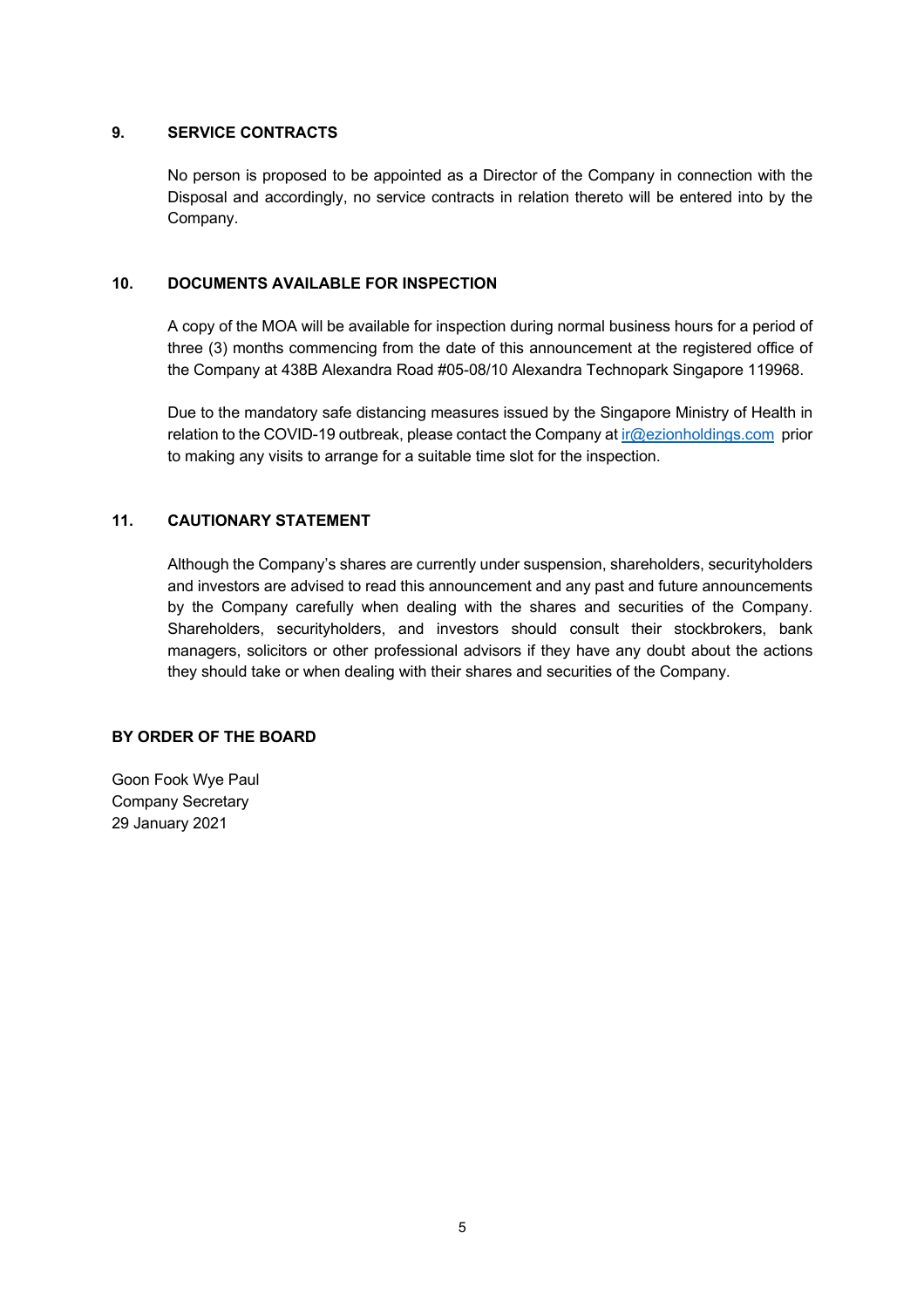## 9. SERVICE CONTRACTS

No person is proposed to be appointed as a Director of the Company in connection with the Disposal and accordingly, no service contracts in relation thereto will be entered into by the Company.

## 10. DOCUMENTS AVAILABLE FOR INSPECTION

A copy of the MOA will be available for inspection during normal business hours for a period of three (3) months commencing from the date of this announcement at the registered office of the Company at 438B Alexandra Road #05-08/10 Alexandra Technopark Singapore 119968.

Due to the mandatory safe distancing measures issued by the Singapore Ministry of Health in relation to the COVID-19 outbreak, please contact the Company at ir@ezionholdings.com prior to making any visits to arrange for a suitable time slot for the inspection.

## 11. CAUTIONARY STATEMENT

Although the Company's shares are currently under suspension, shareholders, securityholders and investors are advised to read this announcement and any past and future announcements by the Company carefully when dealing with the shares and securities of the Company. Shareholders, securityholders, and investors should consult their stockbrokers, bank managers, solicitors or other professional advisors if they have any doubt about the actions they should take or when dealing with their shares and securities of the Company.

**BY ORDER OF THE BOARD**

Goon Fook Wye Paul
Company Secretary
29 January 2021